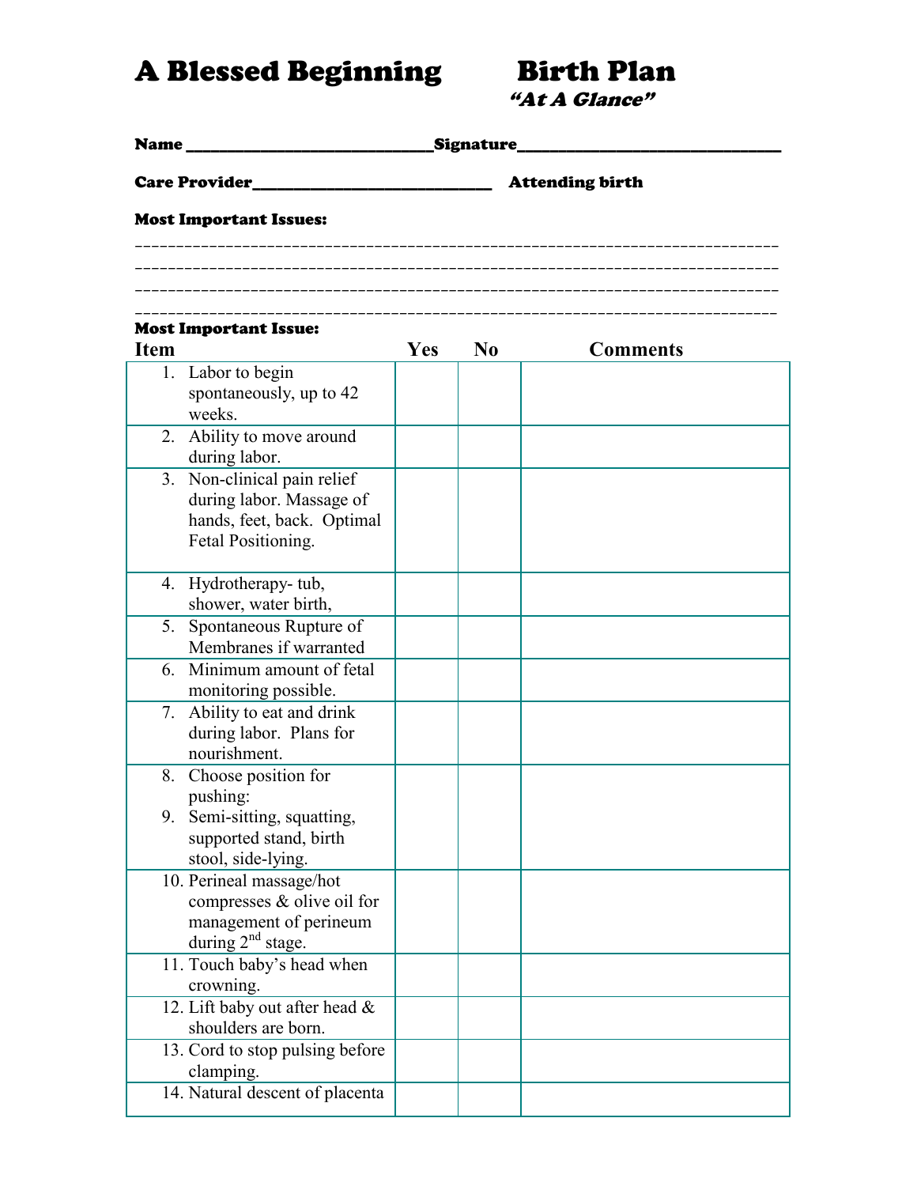# A Blessed Beginning Birth Plan

*"At A Glance"*

**Name** ______________________________**Signature**_______________________________

**Care Provider**_____________________________ **Attending birth**

**Most Important Issues:**

_____________________________________________________________________________
_____________________________________________________________________________
_____________________________________________________________________________
_____________________________________________________________________________

**Most Important Issue:**

| Item | Yes | No | Comments |
|---|---|---|---|
| 1. Labor to begin spontaneously, up to 42 weeks. | | | |
| 2. Ability to move around during labor. | | | |
| 3. Non-clinical pain relief during labor. Massage of hands, feet, back. Optimal Fetal Positioning. | | | |
| 4. Hydrotherapy- tub, shower, water birth, | | | |
| 5. Spontaneous Rupture of Membranes if warranted | | | |
| 6. Minimum amount of fetal monitoring possible. | | | |
| 7. Ability to eat and drink during labor. Plans for nourishment. | | | |
| 8. Choose position for pushing:<br>9. Semi-sitting, squatting, supported stand, birth stool, side-lying. | | | |
| 10. Perineal massage/hot compresses & olive oil for management of perineum during 2nd stage. | | | |
| 11. Touch baby's head when crowning. | | | |
| 12. Lift baby out after head & shoulders are born. | | | |
| 13. Cord to stop pulsing before clamping. | | | |
| 14. Natural descent of placenta | | | |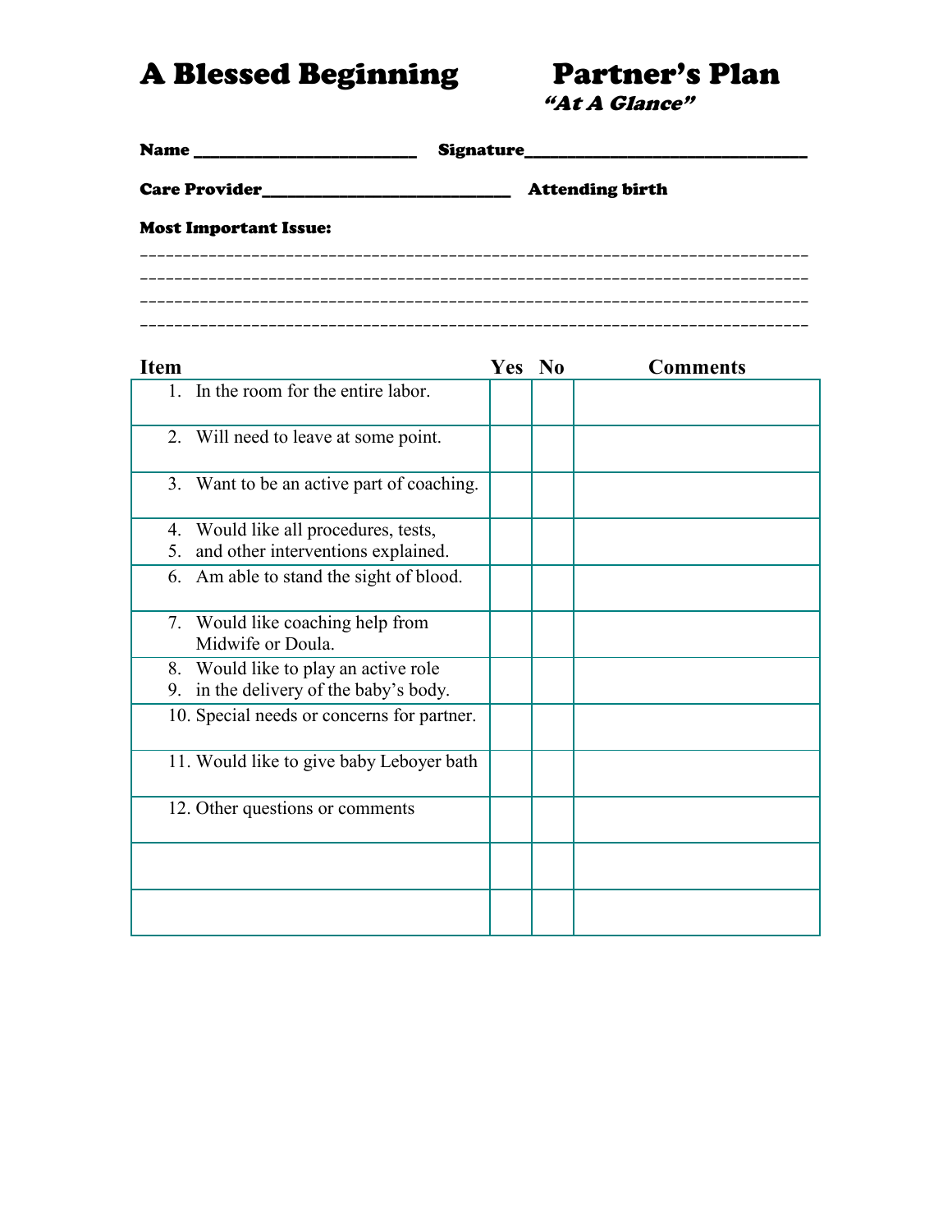# A Blessed Beginning — Partner's Plan

*"At A Glance"*

**Name** ________________________ **Signature**______________________________

**Care Provider**___________________________ **Attending birth**

**Most Important Issue:**

___________________________________________________________________________
___________________________________________________________________________
___________________________________________________________________________
___________________________________________________________________________

| Item | Yes | No | Comments |
|---|---|---|---|
| 1. In the room for the entire labor. | | | |
| 2. Will need to leave at some point. | | | |
| 3. Want to be an active part of coaching. | | | |
| 4. Would like all procedures, tests, 5. and other interventions explained. | | | |
| 6. Am able to stand the sight of blood. | | | |
| 7. Would like coaching help from Midwife or Doula. | | | |
| 8. Would like to play an active role 9. in the delivery of the baby's body. | | | |
| 10. Special needs or concerns for partner. | | | |
| 11. Would like to give baby Leboyer bath | | | |
| 12. Other questions or comments | | | |
| | | | |
| | | | |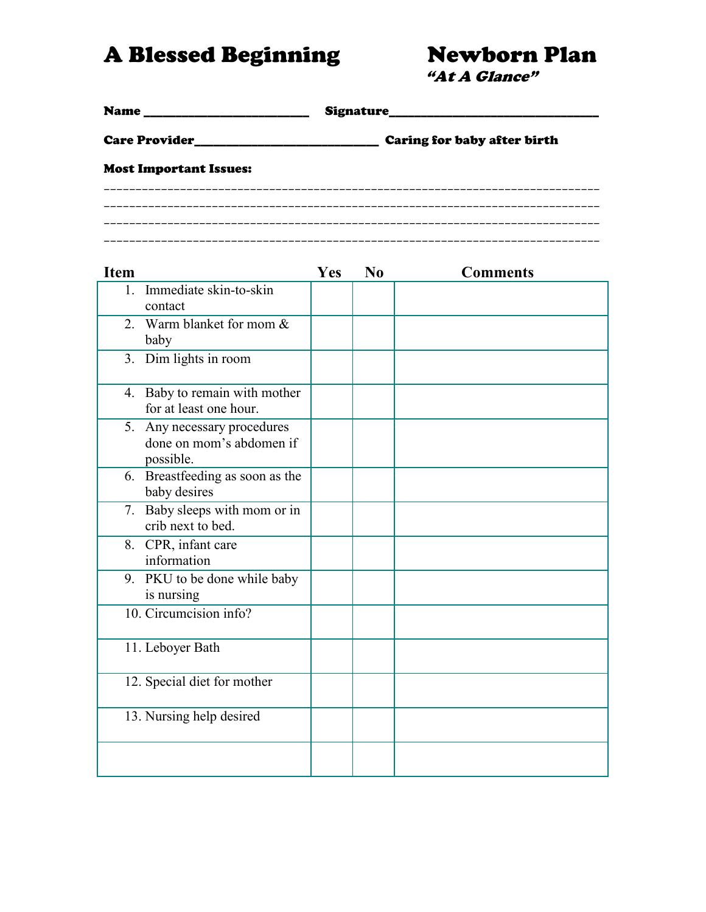# A Blessed Beginning

# Newborn Plan

*"At A Glance"*

**Name** ________________________ **Signature**_____________________________

**Care Provider**___________________________ **Caring for baby after birth**

**Most Important Issues:**

___________________________________________________________________________
___________________________________________________________________________
___________________________________________________________________________
___________________________________________________________________________

| Item | Yes | No | Comments |
|---|---|---|---|
| 1. Immediate skin-to-skin contact | | | |
| 2. Warm blanket for mom & baby | | | |
| 3. Dim lights in room | | | |
| 4. Baby to remain with mother for at least one hour. | | | |
| 5. Any necessary procedures done on mom's abdomen if possible. | | | |
| 6. Breastfeeding as soon as the baby desires | | | |
| 7. Baby sleeps with mom or in crib next to bed. | | | |
| 8. CPR, infant care information | | | |
| 9. PKU to be done while baby is nursing | | | |
| 10. Circumcision info? | | | |
| 11. Leboyer Bath | | | |
| 12. Special diet for mother | | | |
| 13. Nursing help desired | | | |
| | | | |